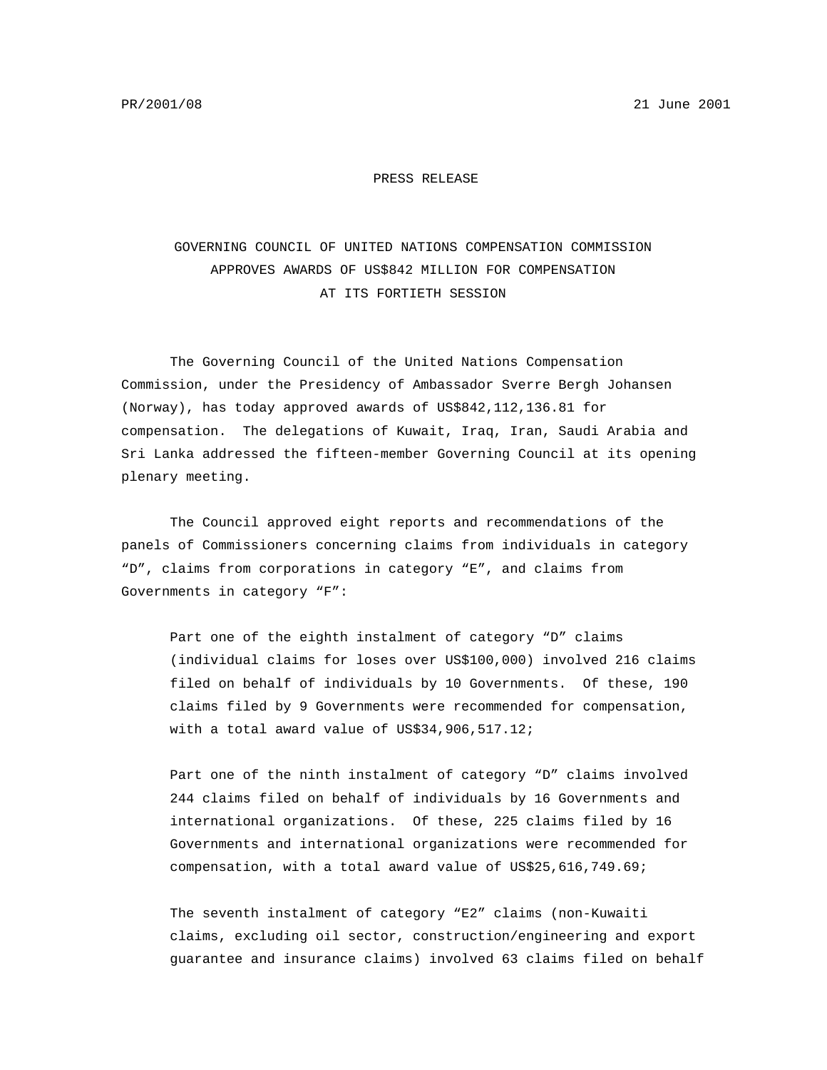PR/2001/08 21 June 2001

PRESS RELEASE

# GOVERNING COUNCIL OF UNITED NATIONS COMPENSATION COMMISSION APPROVES AWARDS OF US$842 MILLION FOR COMPENSATION AT ITS FORTIETH SESSION

The Governing Council of the United Nations Compensation Commission, under the Presidency of Ambassador Sverre Bergh Johansen (Norway), has today approved awards of US$842,112,136.81 for compensation. The delegations of Kuwait, Iraq, Iran, Saudi Arabia and Sri Lanka addressed the fifteen-member Governing Council at its opening plenary meeting.

The Council approved eight reports and recommendations of the panels of Commissioners concerning claims from individuals in category “D”, claims from corporations in category “E”, and claims from Governments in category “F”:

Part one of the eighth instalment of category “D” claims (individual claims for loses over US$100,000) involved 216 claims filed on behalf of individuals by 10 Governments. Of these, 190 claims filed by 9 Governments were recommended for compensation, with a total award value of US$34,906,517.12;

Part one of the ninth instalment of category “D” claims involved 244 claims filed on behalf of individuals by 16 Governments and international organizations. Of these, 225 claims filed by 16 Governments and international organizations were recommended for compensation, with a total award value of US$25,616,749.69;

The seventh instalment of category “E2” claims (non-Kuwaiti claims, excluding oil sector, construction/engineering and export guarantee and insurance claims) involved 63 claims filed on behalf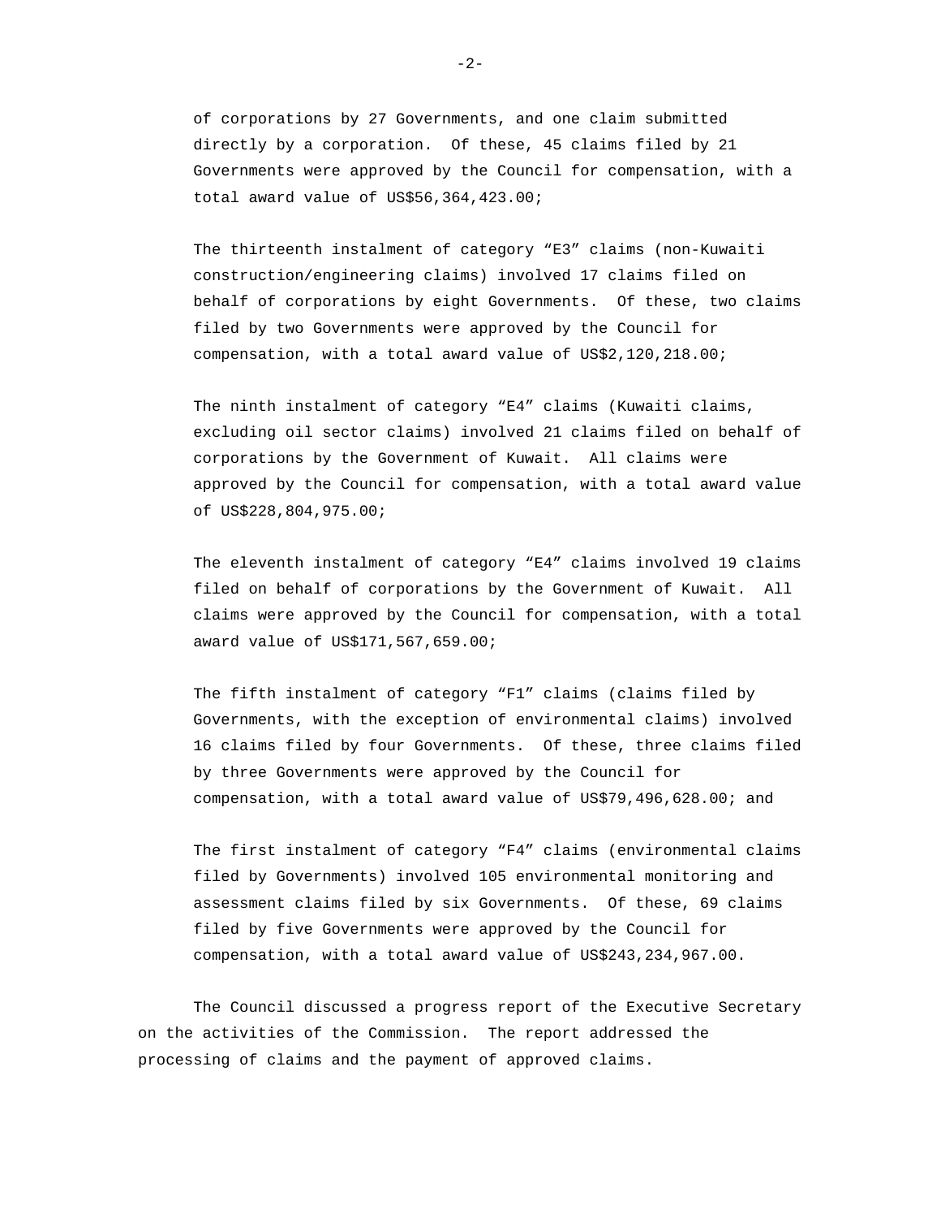of corporations by 27 Governments, and one claim submitted directly by a corporation. Of these, 45 claims filed by 21 Governments were approved by the Council for compensation, with a total award value of US$56,364,423.00;

The thirteenth instalment of category “E3” claims (non-Kuwaiti construction/engineering claims) involved 17 claims filed on behalf of corporations by eight Governments. Of these, two claims filed by two Governments were approved by the Council for compensation, with a total award value of US$2,120,218.00;

The ninth instalment of category “E4” claims (Kuwaiti claims, excluding oil sector claims) involved 21 claims filed on behalf of corporations by the Government of Kuwait. All claims were approved by the Council for compensation, with a total award value of US$228,804,975.00;

The eleventh instalment of category “E4” claims involved 19 claims filed on behalf of corporations by the Government of Kuwait. All claims were approved by the Council for compensation, with a total award value of US$171,567,659.00;

The fifth instalment of category “F1” claims (claims filed by Governments, with the exception of environmental claims) involved 16 claims filed by four Governments. Of these, three claims filed by three Governments were approved by the Council for compensation, with a total award value of US$79,496,628.00; and

The first instalment of category “F4” claims (environmental claims filed by Governments) involved 105 environmental monitoring and assessment claims filed by six Governments. Of these, 69 claims filed by five Governments were approved by the Council for compensation, with a total award value of US$243,234,967.00.

The Council discussed a progress report of the Executive Secretary on the activities of the Commission. The report addressed the processing of claims and the payment of approved claims.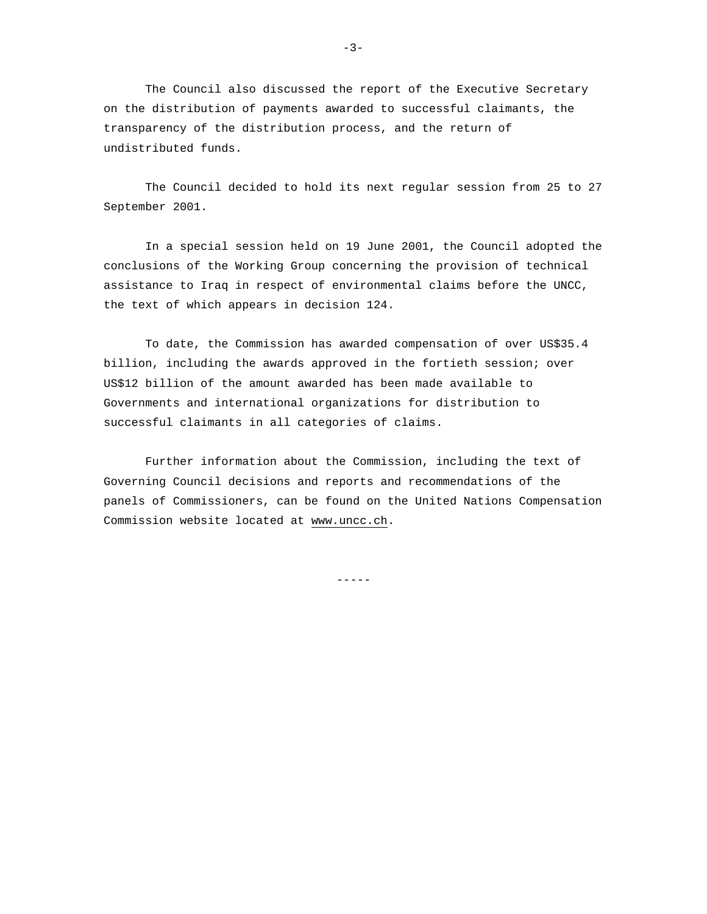The Council also discussed the report of the Executive Secretary on the distribution of payments awarded to successful claimants, the transparency of the distribution process, and the return of undistributed funds.

The Council decided to hold its next regular session from 25 to 27 September 2001.

In a special session held on 19 June 2001, the Council adopted the conclusions of the Working Group concerning the provision of technical assistance to Iraq in respect of environmental claims before the UNCC, the text of which appears in decision 124.

To date, the Commission has awarded compensation of over US$35.4 billion, including the awards approved in the fortieth session; over US$12 billion of the amount awarded has been made available to Governments and international organizations for distribution to successful claimants in all categories of claims.

Further information about the Commission, including the text of Governing Council decisions and reports and recommendations of the panels of Commissioners, can be found on the United Nations Compensation Commission website located at www.uncc.ch.

-----